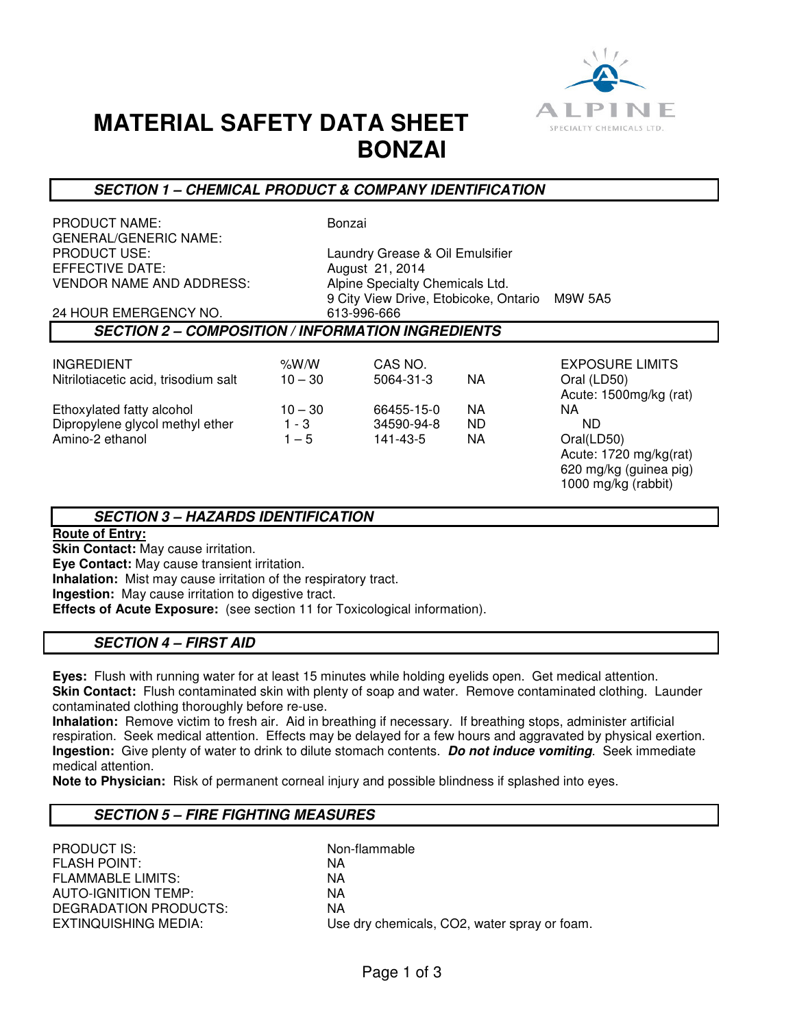# MATERIAL SAFETY DATA SHEET
# BONZAI

## SECTION 1 – CHEMICAL PRODUCT & COMPANY IDENTIFICATION

| | |
|---|---|
| PRODUCT NAME: | Bonzai |
| GENERAL/GENERIC NAME: | |
| PRODUCT USE: | Laundry Grease & Oil Emulsifier |
| EFFECTIVE DATE: | August 21, 2014 |
| VENDOR NAME AND ADDRESS: | Alpine Specialty Chemicals Ltd.<br>9 City View Drive, Etobicoke, Ontario M9W 5A5 |
| 24 HOUR EMERGENCY NO. | 613-996-666 |

## SECTION 2 – COMPOSITION / INFORMATION INGREDIENTS

| INGREDIENT | %W/W | CAS NO. | | EXPOSURE LIMITS |
|---|---|---|---|---|
| Nitrilotiacetic acid, trisodium salt | 10 – 30 | 5064-31-3 | NA | Oral (LD50)<br>Acute: 1500mg/kg (rat) |
| Ethoxylated fatty alcohol | 10 – 30 | 66455-15-0 | NA | NA |
| Dipropylene glycol methyl ether | 1 - 3 | 34590-94-8 | ND | ND |
| Amino-2 ethanol | 1 – 5 | 141-43-5 | NA | Oral(LD50)<br>Acute: 1720 mg/kg(rat)<br>620 mg/kg (guinea pig)<br>1000 mg/kg (rabbit) |

## SECTION 3 – HAZARDS IDENTIFICATION

**Route of Entry:**

**Skin Contact:** May cause irritation.

**Eye Contact:** May cause transient irritation.

**Inhalation:** Mist may cause irritation of the respiratory tract.

**Ingestion:** May cause irritation to digestive tract.

**Effects of Acute Exposure:** (see section 11 for Toxicological information).

## SECTION 4 – FIRST AID

**Eyes:** Flush with running water for at least 15 minutes while holding eyelids open. Get medical attention.

**Skin Contact:** Flush contaminated skin with plenty of soap and water. Remove contaminated clothing. Launder contaminated clothing thoroughly before re-use.

**Inhalation:** Remove victim to fresh air. Aid in breathing if necessary. If breathing stops, administer artificial respiration. Seek medical attention. Effects may be delayed for a few hours and aggravated by physical exertion.

**Ingestion:** Give plenty of water to drink to dilute stomach contents. ***Do not induce vomiting***. Seek immediate medical attention.

**Note to Physician:** Risk of permanent corneal injury and possible blindness if splashed into eyes.

## SECTION 5 – FIRE FIGHTING MEASURES

| | |
|---|---|
| PRODUCT IS: | Non-flammable |
| FLASH POINT: | NA |
| FLAMMABLE LIMITS: | NA |
| AUTO-IGNITION TEMP: | NA |
| DEGRADATION PRODUCTS: | NA |
| EXTINQUISHING MEDIA: | Use dry chemicals, CO2, water spray or foam. |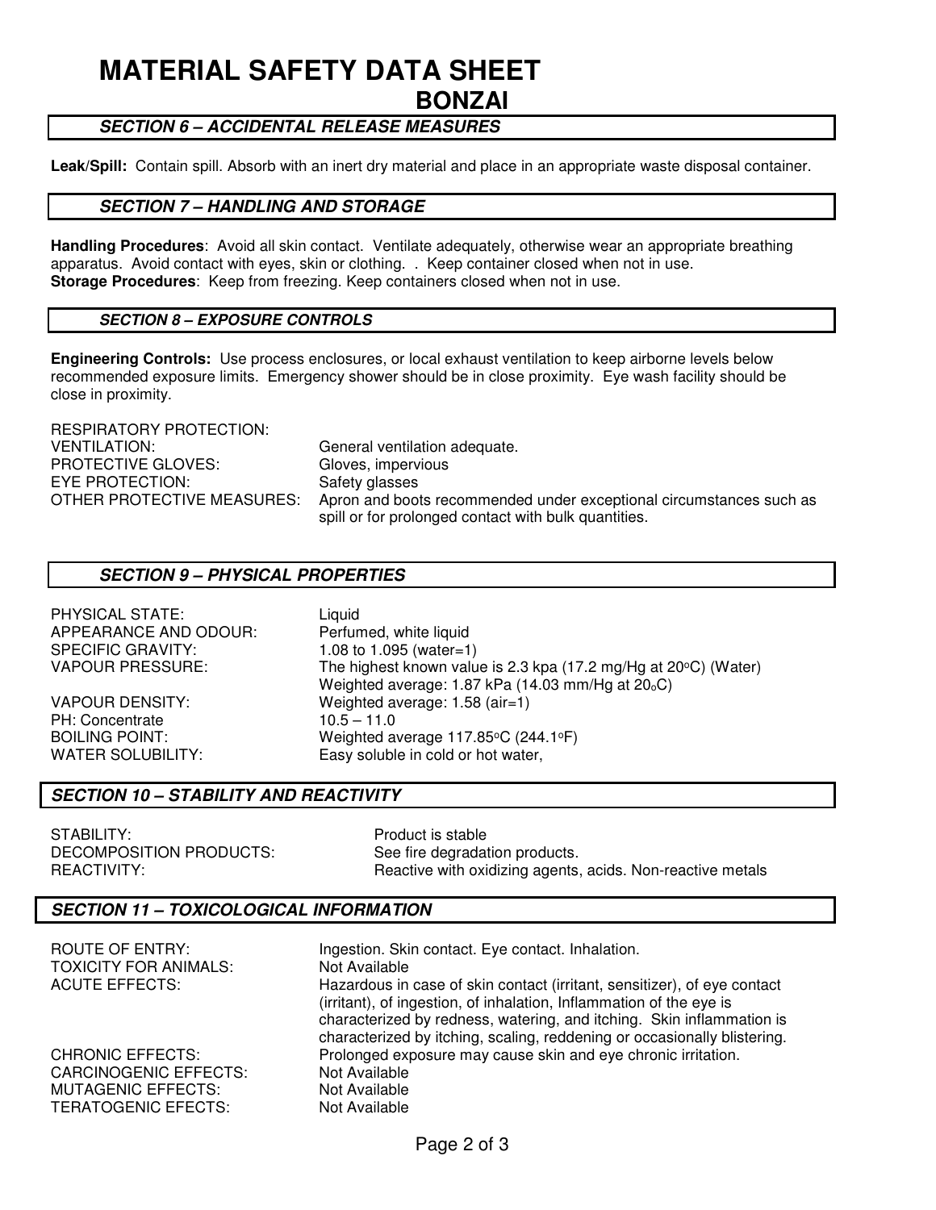# MATERIAL SAFETY DATA SHEET
## BONZAI

### *SECTION 6 – ACCIDENTAL RELEASE MEASURES*

**Leak/Spill:** Contain spill. Absorb with an inert dry material and place in an appropriate waste disposal container.

### *SECTION 7 – HANDLING AND STORAGE*

**Handling Procedures**: Avoid all skin contact. Ventilate adequately, otherwise wear an appropriate breathing apparatus. Avoid contact with eyes, skin or clothing. . Keep container closed when not in use.
**Storage Procedures**: Keep from freezing. Keep containers closed when not in use.

### *SECTION 8 – EXPOSURE CONTROLS*

**Engineering Controls:** Use process enclosures, or local exhaust ventilation to keep airborne levels below recommended exposure limits. Emergency shower should be in close proximity. Eye wash facility should be close in proximity.

RESPIRATORY PROTECTION:
VENTILATION: General ventilation adequate.
PROTECTIVE GLOVES: Gloves, impervious
EYE PROTECTION: Safety glasses
OTHER PROTECTIVE MEASURES: Apron and boots recommended under exceptional circumstances such as spill or for prolonged contact with bulk quantities.

### *SECTION 9 – PHYSICAL PROPERTIES*

PHYSICAL STATE: Liquid
APPEARANCE AND ODOUR: Perfumed, white liquid
SPECIFIC GRAVITY: 1.08 to 1.095 (water=1)
VAPOUR PRESSURE: The highest known value is 2.3 kpa (17.2 mg/Hg at 20°C) (Water)
Weighted average: 1.87 kPa (14.03 mm/Hg at 20°C)
VAPOUR DENSITY: Weighted average: 1.58 (air=1)
PH: Concentrate 10.5 – 11.0
BOILING POINT: Weighted average 117.85°C (244.1°F)
WATER SOLUBILITY: Easy soluble in cold or hot water,

### *SECTION 10 – STABILITY AND REACTIVITY*

STABILITY: Product is stable
DECOMPOSITION PRODUCTS: See fire degradation products.
REACTIVITY: Reactive with oxidizing agents, acids. Non-reactive metals

### *SECTION 11 – TOXICOLOGICAL INFORMATION*

ROUTE OF ENTRY: Ingestion. Skin contact. Eye contact. Inhalation.
TOXICITY FOR ANIMALS: Not Available
ACUTE EFFECTS: Hazardous in case of skin contact (irritant, sensitizer), of eye contact (irritant), of ingestion, of inhalation, Inflammation of the eye is characterized by redness, watering, and itching. Skin inflammation is characterized by itching, scaling, reddening or occasionally blistering.
CHRONIC EFFECTS: Prolonged exposure may cause skin and eye chronic irritation.
CARCINOGENIC EFFECTS: Not Available
MUTAGENIC EFFECTS: Not Available
TERATOGENIC EFECTS: Not Available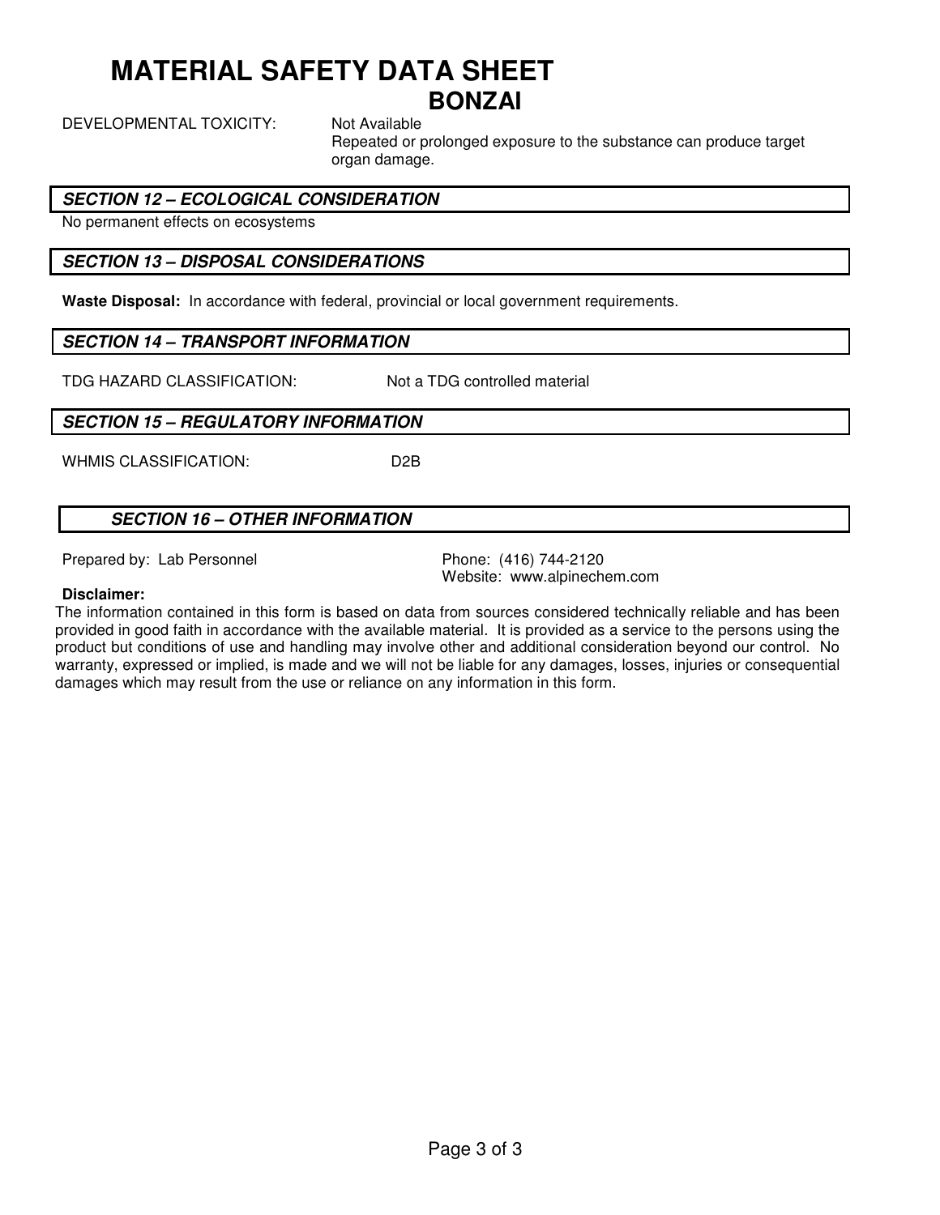# MATERIAL SAFETY DATA SHEET

## BONZAI

DEVELOPMENTAL TOXICITY: Not Available
Repeated or prolonged exposure to the substance can produce target organ damage.

## *SECTION 12 – ECOLOGICAL CONSIDERATION*

No permanent effects on ecosystems

## *SECTION 13 – DISPOSAL CONSIDERATIONS*

**Waste Disposal:** In accordance with federal, provincial or local government requirements.

## *SECTION 14 – TRANSPORT INFORMATION*

TDG HAZARD CLASSIFICATION: Not a TDG controlled material

## *SECTION 15 – REGULATORY INFORMATION*

WHMIS CLASSIFICATION: D2B

## *SECTION 16 – OTHER INFORMATION*

Prepared by: Lab Personnel

Phone: (416) 744-2120
Website: www.alpinechem.com

**Disclaimer:**
The information contained in this form is based on data from sources considered technically reliable and has been provided in good faith in accordance with the available material. It is provided as a service to the persons using the product but conditions of use and handling may involve other and additional consideration beyond our control. No warranty, expressed or implied, is made and we will not be liable for any damages, losses, injuries or consequential damages which may result from the use or reliance on any information in this form.